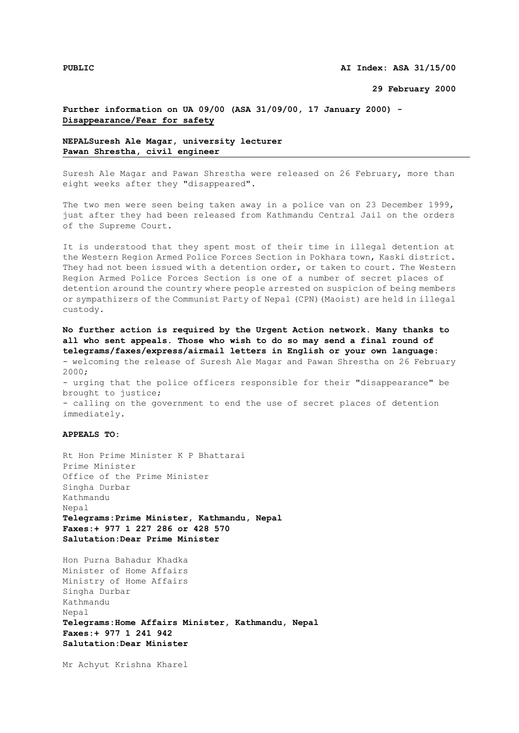**PUBLIC** **AI Index: ASA 31/15/00**

**29 February 2000**

**Further information on UA 09/00 (ASA 31/09/00, 17 January 2000) - Disappearance/Fear for safety**

**NEPALSuresh Ale Magar, university lecturer**
**Pawan Shrestha, civil engineer**

Suresh Ale Magar and Pawan Shrestha were released on 26 February, more than eight weeks after they "disappeared".

The two men were seen being taken away in a police van on 23 December 1999, just after they had been released from Kathmandu Central Jail on the orders of the Supreme Court.

It is understood that they spent most of their time in illegal detention at the Western Region Armed Police Forces Section in Pokhara town, Kaski district. They had not been issued with a detention order, or taken to court. The Western Region Armed Police Forces Section is one of a number of secret places of detention around the country where people arrested on suspicion of being members or sympathizers of the Communist Party of Nepal (CPN)(Maoist) are held in illegal custody.

**No further action is required by the Urgent Action network. Many thanks to all who sent appeals. Those who wish to do so may send a final round of telegrams/faxes/express/airmail letters in English or your own language:**
- welcoming the release of Suresh Ale Magar and Pawan Shrestha on 26 February 2000;
- urging that the police officers responsible for their "disappearance" be brought to justice;
- calling on the government to end the use of secret places of detention immediately.

**APPEALS TO:**

Rt Hon Prime Minister K P Bhattarai
Prime Minister
Office of the Prime Minister
Singha Durbar
Kathmandu
Nepal
**Telegrams:Prime Minister, Kathmandu, Nepal**
**Faxes:+ 977 1 227 286 or 428 570**
**Salutation:Dear Prime Minister**

Hon Purna Bahadur Khadka
Minister of Home Affairs
Ministry of Home Affairs
Singha Durbar
Kathmandu
Nepal
**Telegrams:Home Affairs Minister, Kathmandu, Nepal**
**Faxes:+ 977 1 241 942**
**Salutation:Dear Minister**

Mr Achyut Krishna Kharel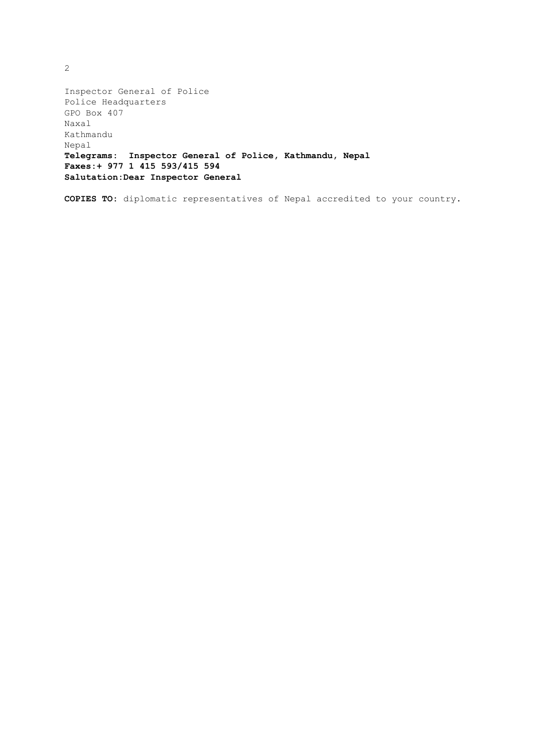Inspector General of Police
Police Headquarters
GPO Box 407
Naxal
Kathmandu
Nepal
**Telegrams: Inspector General of Police, Kathmandu, Nepal**
**Faxes:+ 977 1 415 593/415 594**
**Salutation:Dear Inspector General**

**COPIES TO:** diplomatic representatives of Nepal accredited to your country.